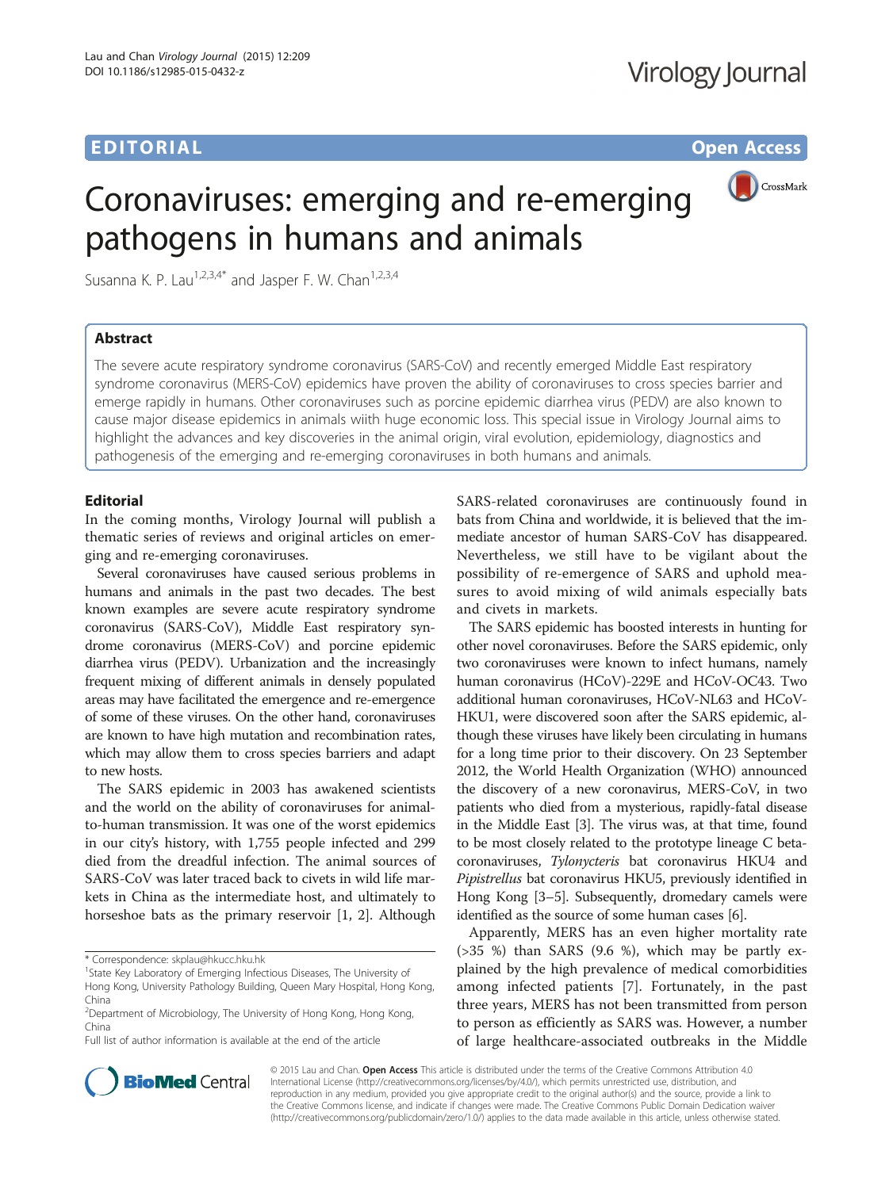EDITORIAL Open Access

# Coronaviruses: emerging and re-emerging pathogens in humans and animals

Susanna K. P. Lau[1,2,3,4*] and Jasper F. W. Chan[1,2,3,4]

## Abstract

The severe acute respiratory syndrome coronavirus (SARS-CoV) and recently emerged Middle East respiratory syndrome coronavirus (MERS-CoV) epidemics have proven the ability of coronaviruses to cross species barrier and emerge rapidly in humans. Other coronaviruses such as porcine epidemic diarrhea virus (PEDV) are also known to cause major disease epidemics in animals wiith huge economic loss. This special issue in Virology Journal aims to highlight the advances and key discoveries in the animal origin, viral evolution, epidemiology, diagnostics and pathogenesis of the emerging and re-emerging coronaviruses in both humans and animals.

## Editorial

In the coming months, Virology Journal will publish a thematic series of reviews and original articles on emerging and re-emerging coronaviruses.

Several coronaviruses have caused serious problems in humans and animals in the past two decades. The best known examples are severe acute respiratory syndrome coronavirus (SARS-CoV), Middle East respiratory syndrome coronavirus (MERS-CoV) and porcine epidemic diarrhea virus (PEDV). Urbanization and the increasingly frequent mixing of different animals in densely populated areas may have facilitated the emergence and re-emergence of some of these viruses. On the other hand, coronaviruses are known to have high mutation and recombination rates, which may allow them to cross species barriers and adapt to new hosts.

The SARS epidemic in 2003 has awakened scientists and the world on the ability of coronaviruses for animal-to-human transmission. It was one of the worst epidemics in our city's history, with 1,755 people infected and 299 died from the dreadful infection. The animal sources of SARS-CoV was later traced back to civets in wild life markets in China as the intermediate host, and ultimately to horseshoe bats as the primary reservoir [1, 2]. Although SARS-related coronaviruses are continuously found in bats from China and worldwide, it is believed that the immediate ancestor of human SARS-CoV has disappeared. Nevertheless, we still have to be vigilant about the possibility of re-emergence of SARS and uphold measures to avoid mixing of wild animals especially bats and civets in markets.

The SARS epidemic has boosted interests in hunting for other novel coronaviruses. Before the SARS epidemic, only two coronaviruses were known to infect humans, namely human coronavirus (HCoV)-229E and HCoV-OC43. Two additional human coronaviruses, HCoV-NL63 and HCoV-HKU1, were discovered soon after the SARS epidemic, although these viruses have likely been circulating in humans for a long time prior to their discovery. On 23 September 2012, the World Health Organization (WHO) announced the discovery of a new coronavirus, MERS-CoV, in two patients who died from a mysterious, rapidly-fatal disease in the Middle East [3]. The virus was, at that time, found to be most closely related to the prototype lineage C betacoronaviruses, *Tylonycteris* bat coronavirus HKU4 and *Pipistrellus* bat coronavirus HKU5, previously identified in Hong Kong [3–5]. Subsequently, dromedary camels were identified as the source of some human cases [6].

Apparently, MERS has an even higher mortality rate (>35 %) than SARS (9.6 %), which may be partly explained by the high prevalence of medical comorbidities among infected patients [7]. Fortunately, in the past three years, MERS has not been transmitted from person to person as efficiently as SARS was. However, a number of large healthcare-associated outbreaks in the Middle

\* Correspondence: skplau@hkucc.hku.hk
[1]State Key Laboratory of Emerging Infectious Diseases, The University of Hong Kong, University Pathology Building, Queen Mary Hospital, Hong Kong, China
[2]Department of Microbiology, The University of Hong Kong, Hong Kong, China
Full list of author information is available at the end of the article

© 2015 Lau and Chan. **Open Access** This article is distributed under the terms of the Creative Commons Attribution 4.0 International License (http://creativecommons.org/licenses/by/4.0/), which permits unrestricted use, distribution, and reproduction in any medium, provided you give appropriate credit to the original author(s) and the source, provide a link to the Creative Commons license, and indicate if changes were made. The Creative Commons Public Domain Dedication waiver (http://creativecommons.org/publicdomain/zero/1.0/) applies to the data made available in this article, unless otherwise stated.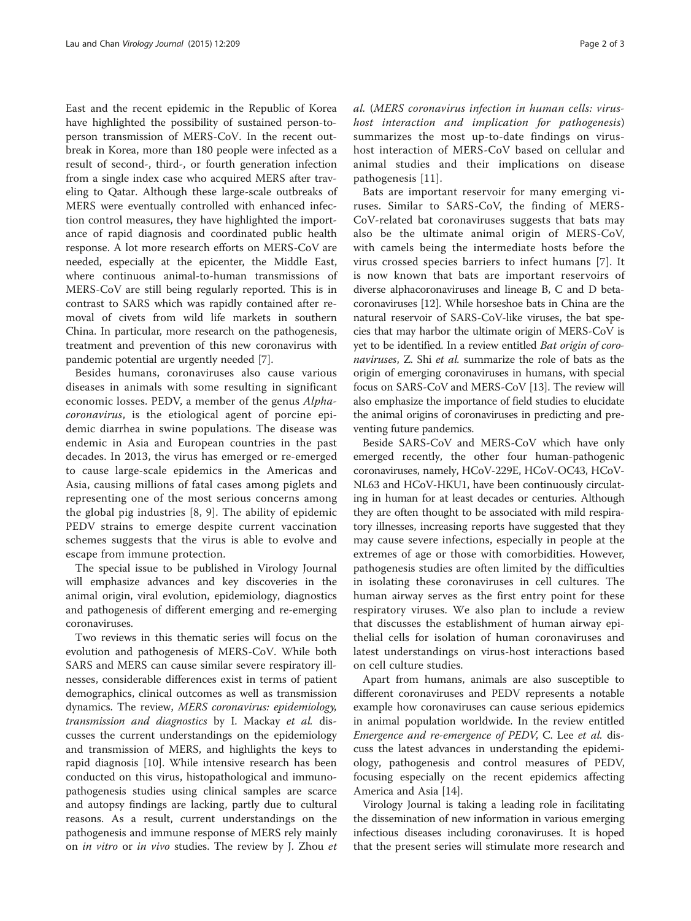East and the recent epidemic in the Republic of Korea have highlighted the possibility of sustained person-to-person transmission of MERS-CoV. In the recent outbreak in Korea, more than 180 people were infected as a result of second-, third-, or fourth generation infection from a single index case who acquired MERS after traveling to Qatar. Although these large-scale outbreaks of MERS were eventually controlled with enhanced infection control measures, they have highlighted the importance of rapid diagnosis and coordinated public health response. A lot more research efforts on MERS-CoV are needed, especially at the epicenter, the Middle East, where continuous animal-to-human transmissions of MERS-CoV are still being regularly reported. This is in contrast to SARS which was rapidly contained after removal of civets from wild life markets in southern China. In particular, more research on the pathogenesis, treatment and prevention of this new coronavirus with pandemic potential are urgently needed [7].

Besides humans, coronaviruses also cause various diseases in animals with some resulting in significant economic losses. PEDV, a member of the genus *Alphacoronavirus*, is the etiological agent of porcine epidemic diarrhea in swine populations. The disease was endemic in Asia and European countries in the past decades. In 2013, the virus has emerged or re-emerged to cause large-scale epidemics in the Americas and Asia, causing millions of fatal cases among piglets and representing one of the most serious concerns among the global pig industries [8, 9]. The ability of epidemic PEDV strains to emerge despite current vaccination schemes suggests that the virus is able to evolve and escape from immune protection.

The special issue to be published in Virology Journal will emphasize advances and key discoveries in the animal origin, viral evolution, epidemiology, diagnostics and pathogenesis of different emerging and re-emerging coronaviruses.

Two reviews in this thematic series will focus on the evolution and pathogenesis of MERS-CoV. While both SARS and MERS can cause similar severe respiratory illnesses, considerable differences exist in terms of patient demographics, clinical outcomes as well as transmission dynamics. The review, *MERS coronavirus: epidemiology, transmission and diagnostics* by I. Mackay *et al.* discusses the current understandings on the epidemiology and transmission of MERS, and highlights the keys to rapid diagnosis [10]. While intensive research has been conducted on this virus, histopathological and immunopathogenesis studies using clinical samples are scarce and autopsy findings are lacking, partly due to cultural reasons. As a result, current understandings on the pathogenesis and immune response of MERS rely mainly on *in vitro* or *in vivo* studies. The review by J. Zhou *et al.* (*MERS coronavirus infection in human cells: virus-host interaction and implication for pathogenesis*) summarizes the most up-to-date findings on virus-host interaction of MERS-CoV based on cellular and animal studies and their implications on disease pathogenesis [11].

Bats are important reservoir for many emerging viruses. Similar to SARS-CoV, the finding of MERS-CoV-related bat coronaviruses suggests that bats may also be the ultimate animal origin of MERS-CoV, with camels being the intermediate hosts before the virus crossed species barriers to infect humans [7]. It is now known that bats are important reservoirs of diverse alphacoronaviruses and lineage B, C and D betacoronaviruses [12]. While horseshoe bats in China are the natural reservoir of SARS-CoV-like viruses, the bat species that may harbor the ultimate origin of MERS-CoV is yet to be identified. In a review entitled *Bat origin of coronaviruses*, Z. Shi *et al.* summarize the role of bats as the origin of emerging coronaviruses in humans, with special focus on SARS-CoV and MERS-CoV [13]. The review will also emphasize the importance of field studies to elucidate the animal origins of coronaviruses in predicting and preventing future pandemics.

Beside SARS-CoV and MERS-CoV which have only emerged recently, the other four human-pathogenic coronaviruses, namely, HCoV-229E, HCoV-OC43, HCoV-NL63 and HCoV-HKU1, have been continuously circulating in human for at least decades or centuries. Although they are often thought to be associated with mild respiratory illnesses, increasing reports have suggested that they may cause severe infections, especially in people at the extremes of age or those with comorbidities. However, pathogenesis studies are often limited by the difficulties in isolating these coronaviruses in cell cultures. The human airway serves as the first entry point for these respiratory viruses. We also plan to include a review that discusses the establishment of human airway epithelial cells for isolation of human coronaviruses and latest understandings on virus-host interactions based on cell culture studies.

Apart from humans, animals are also susceptible to different coronaviruses and PEDV represents a notable example how coronaviruses can cause serious epidemics in animal population worldwide. In the review entitled *Emergence and re-emergence of PEDV*, C. Lee *et al.* discuss the latest advances in understanding the epidemiology, pathogenesis and control measures of PEDV, focusing especially on the recent epidemics affecting America and Asia [14].

Virology Journal is taking a leading role in facilitating the dissemination of new information in various emerging infectious diseases including coronaviruses. It is hoped that the present series will stimulate more research and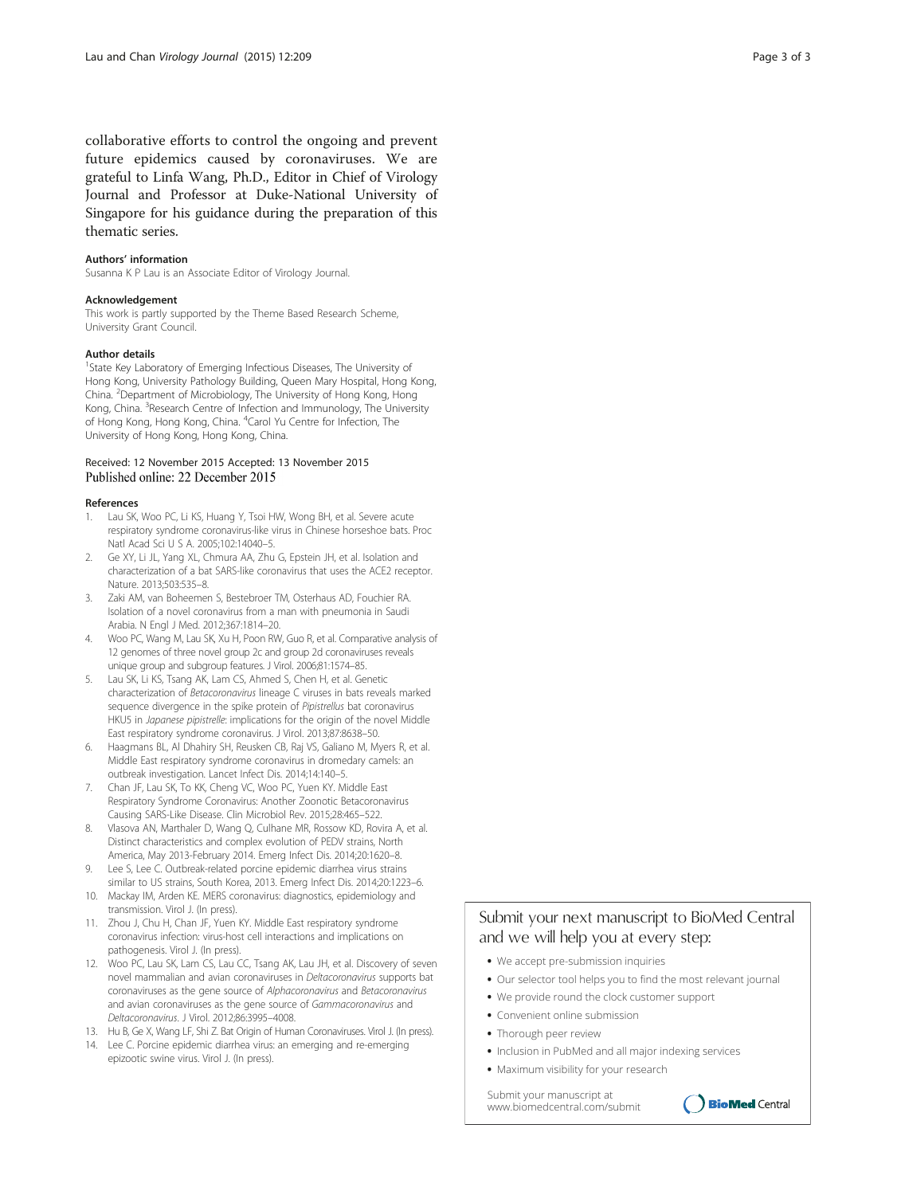collaborative efforts to control the ongoing and prevent future epidemics caused by coronaviruses. We are grateful to Linfa Wang, Ph.D., Editor in Chief of Virology Journal and Professor at Duke-National University of Singapore for his guidance during the preparation of this thematic series.

#### Authors' information

Susanna K P Lau is an Associate Editor of Virology Journal.

#### Acknowledgement

This work is partly supported by the Theme Based Research Scheme, University Grant Council.

#### Author details

[1]State Key Laboratory of Emerging Infectious Diseases, The University of Hong Kong, University Pathology Building, Queen Mary Hospital, Hong Kong, China. [2]Department of Microbiology, The University of Hong Kong, Hong Kong, China. [3]Research Centre of Infection and Immunology, The University of Hong Kong, Hong Kong, China. [4]Carol Yu Centre for Infection, The University of Hong Kong, Hong Kong, China.

Received: 12 November 2015 Accepted: 13 November 2015
Published online: 22 December 2015

#### References

1. Lau SK, Woo PC, Li KS, Huang Y, Tsoi HW, Wong BH, et al. Severe acute respiratory syndrome coronavirus-like virus in Chinese horseshoe bats. Proc Natl Acad Sci U S A. 2005;102:14040–5.
2. Ge XY, Li JL, Yang XL, Chmura AA, Zhu G, Epstein JH, et al. Isolation and characterization of a bat SARS-like coronavirus that uses the ACE2 receptor. Nature. 2013;503:535–8.
3. Zaki AM, van Boheemen S, Bestebroer TM, Osterhaus AD, Fouchier RA. Isolation of a novel coronavirus from a man with pneumonia in Saudi Arabia. N Engl J Med. 2012;367:1814–20.
4. Woo PC, Wang M, Lau SK, Xu H, Poon RW, Guo R, et al. Comparative analysis of 12 genomes of three novel group 2c and group 2d coronaviruses reveals unique group and subgroup features. J Virol. 2006;81:1574–85.
5. Lau SK, Li KS, Tsang AK, Lam CS, Ahmed S, Chen H, et al. Genetic characterization of *Betacoronavirus* lineage C viruses in bats reveals marked sequence divergence in the spike protein of *Pipistrellus* bat coronavirus HKU5 in *Japanese pipistrelle*: implications for the origin of the novel Middle East respiratory syndrome coronavirus. J Virol. 2013;87:8638–50.
6. Haagmans BL, Al Dhahiry SH, Reusken CB, Raj VS, Galiano M, Myers R, et al. Middle East respiratory syndrome coronavirus in dromedary camels: an outbreak investigation. Lancet Infect Dis. 2014;14:140–5.
7. Chan JF, Lau SK, To KK, Cheng VC, Woo PC, Yuen KY. Middle East Respiratory Syndrome Coronavirus: Another Zoonotic Betacoronavirus Causing SARS-Like Disease. Clin Microbiol Rev. 2015;28:465–522.
8. Vlasova AN, Marthaler D, Wang Q, Culhane MR, Rossow KD, Rovira A, et al. Distinct characteristics and complex evolution of PEDV strains, North America, May 2013-February 2014. Emerg Infect Dis. 2014;20:1620–8.
9. Lee S, Lee C. Outbreak-related porcine epidemic diarrhea virus strains similar to US strains, South Korea, 2013. Emerg Infect Dis. 2014;20:1223–6.
10. Mackay IM, Arden KE. MERS coronavirus: diagnostics, epidemiology and transmission. Virol J. (In press).
11. Zhou J, Chu H, Chan JF, Yuen KY. Middle East respiratory syndrome coronavirus infection: virus-host cell interactions and implications on pathogenesis. Virol J. (In press).
12. Woo PC, Lau SK, Lam CS, Lau CC, Tsang AK, Lau JH, et al. Discovery of seven novel mammalian and avian coronaviruses in *Deltacoronavirus* supports bat coronaviruses as the gene source of *Alphacoronavirus* and *Betacoronavirus* and avian coronaviruses as the gene source of *Gammacoronavirus* and *Deltacoronavirus*. J Virol. 2012;86:3995–4008.
13. Hu B, Ge X, Wang LF, Shi Z. Bat Origin of Human Coronaviruses. Virol J. (In press).
14. Lee C. Porcine epidemic diarrhea virus: an emerging and re-emerging epizootic swine virus. Virol J. (In press).

Submit your next manuscript to BioMed Central and we will help you at every step:

- We accept pre-submission inquiries
- Our selector tool helps you to find the most relevant journal
- We provide round the clock customer support
- Convenient online submission
- Thorough peer review
- Inclusion in PubMed and all major indexing services
- Maximum visibility for your research

Submit your manuscript at
www.biomedcentral.com/submit

BioMed Central